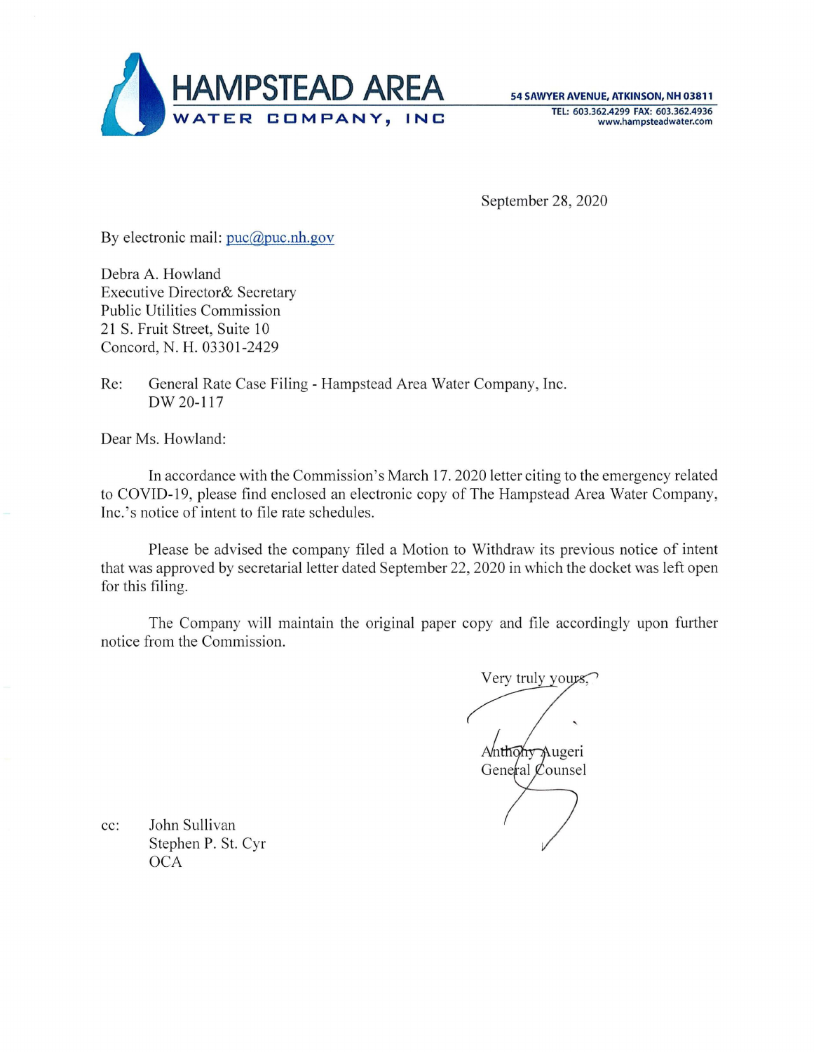# HAMPSTEAD AREA WATER COMPANY, INC

**54 SAWYER AVENUE, ATKINSON, NH 03811**
TEL: 603.362.4299 FAX: 603.362.4936
www.hampsteadwater.com

September 28, 2020

By electronic mail: puc@puc.nh.gov

Debra A. Howland
Executive Director& Secretary
Public Utilities Commission
21 S. Fruit Street, Suite 10
Concord, N. H. 03301-2429

Re: General Rate Case Filing - Hampstead Area Water Company, Inc.
DW 20-117

Dear Ms. Howland:

In accordance with the Commission's March 17. 2020 letter citing to the emergency related to COVID-19, please find enclosed an electronic copy of The Hampstead Area Water Company, Inc.'s notice of intent to file rate schedules.

Please be advised the company filed a Motion to Withdraw its previous notice of intent that was approved by secretarial letter dated September 22, 2020 in which the docket was left open for this filing.

The Company will maintain the original paper copy and file accordingly upon further notice from the Commission.

Very truly yours,

Anthony Augeri
General Counsel

cc: John Sullivan
Stephen P. St. Cyr
OCA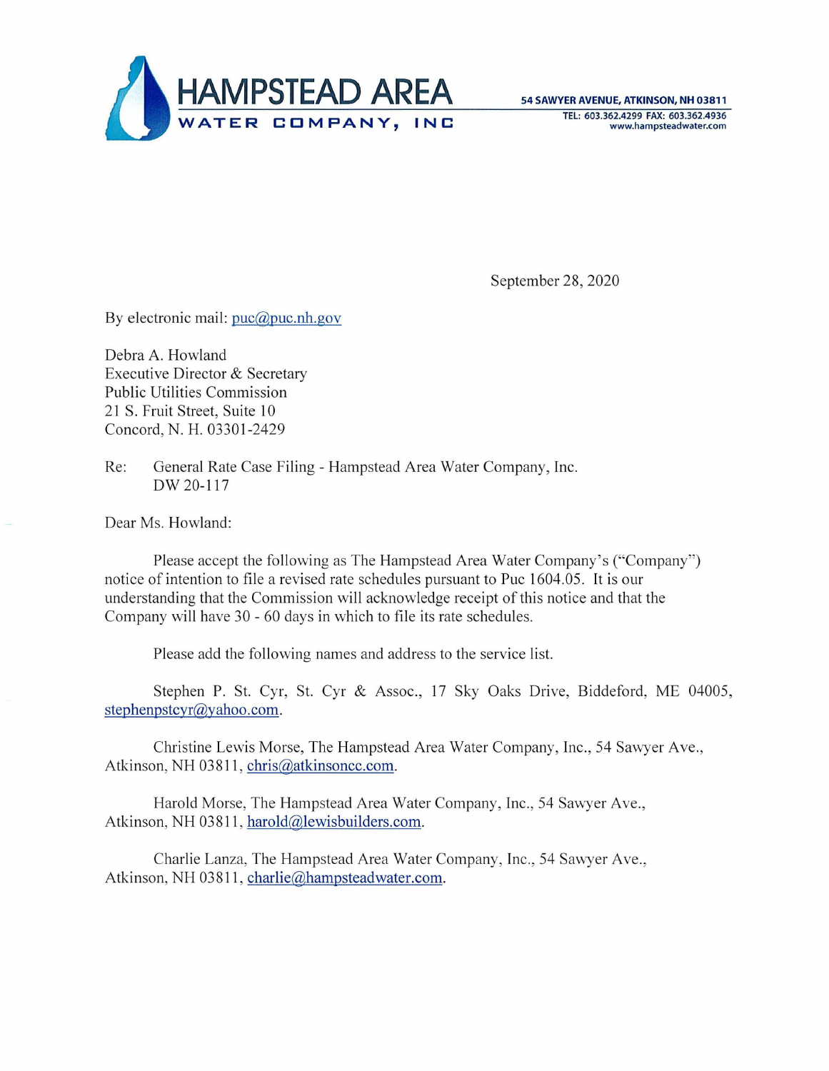**HAMPSTEAD AREA WATER COMPANY, INC**

54 SAWYER AVENUE, ATKINSON, NH 03811
TEL: 603.362.4299 FAX: 603.362.4936
www.hampsteadwater.com

September 28, 2020

By electronic mail: puc@puc.nh.gov

Debra A. Howland
Executive Director & Secretary
Public Utilities Commission
21 S. Fruit Street, Suite 10
Concord, N. H. 03301-2429

Re: General Rate Case Filing - Hampstead Area Water Company, Inc.
DW 20-117

Dear Ms. Howland:

Please accept the following as The Hampstead Area Water Company's ("Company") notice of intention to file a revised rate schedules pursuant to Puc 1604.05. It is our understanding that the Commission will acknowledge receipt of this notice and that the Company will have 30 - 60 days in which to file its rate schedules.

Please add the following names and address to the service list.

Stephen P. St. Cyr, St. Cyr & Assoc., 17 Sky Oaks Drive, Biddeford, ME 04005, stephenpstcyr@yahoo.com.

Christine Lewis Morse, The Hampstead Area Water Company, Inc., 54 Sawyer Ave., Atkinson, NH 03811, chris@atkinsoncc.com.

Harold Morse, The Hampstead Area Water Company, Inc., 54 Sawyer Ave., Atkinson, NH 03811, harold@lewisbuilders.com.

Charlie Lanza, The Hampstead Area Water Company, Inc., 54 Sawyer Ave., Atkinson, NH 03811, charlie@hampsteadwater.com.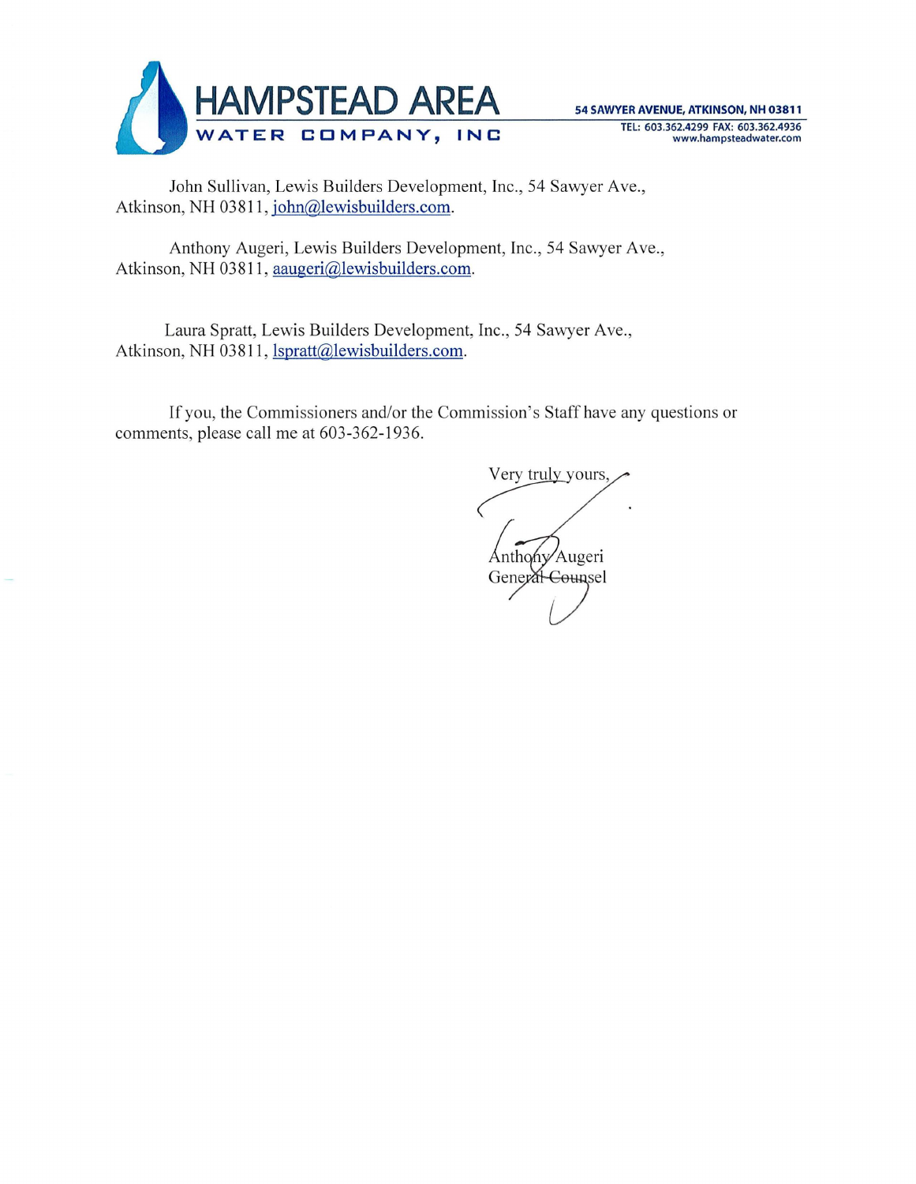# HAMPSTEAD AREA WATER COMPANY, INC

54 SAWYER AVENUE, ATKINSON, NH 03811
TEL: 603.362.4299 FAX: 603.362.4936
www.hampsteadwater.com

John Sullivan, Lewis Builders Development, Inc., 54 Sawyer Ave., Atkinson, NH 03811, john@lewisbuilders.com.

Anthony Augeri, Lewis Builders Development, Inc., 54 Sawyer Ave., Atkinson, NH 03811, aaugeri@lewisbuilders.com.

Laura Spratt, Lewis Builders Development, Inc., 54 Sawyer Ave., Atkinson, NH 03811, lspratt@lewisbuilders.com.

If you, the Commissioners and/or the Commission's Staff have any questions or comments, please call me at 603-362-1936.

Very truly yours,

Anthony Augeri
General Counsel